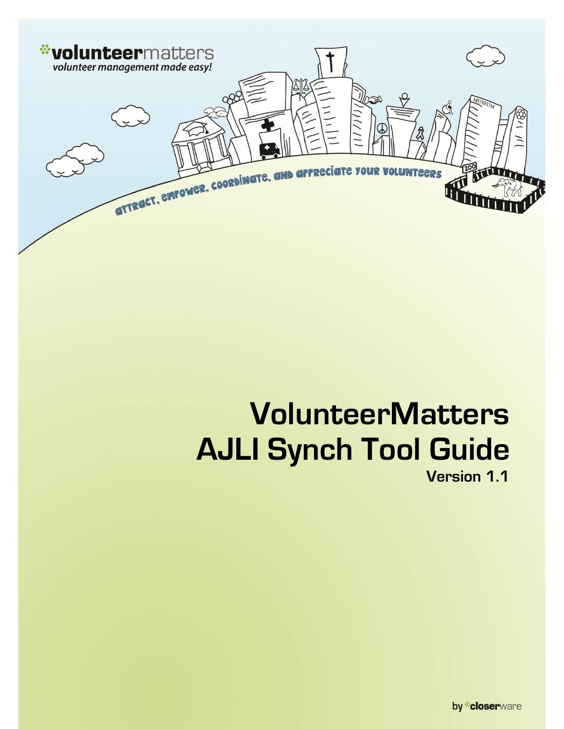**volunteermatters**

*volunteer management made easy!*

ATTRACT, EMPOWER, COORDINATE, AND APPRECIATE YOUR VOLUNTEERS

# VolunteerMatters AJLI Synch Tool Guide

**Version 1.1**

by closerware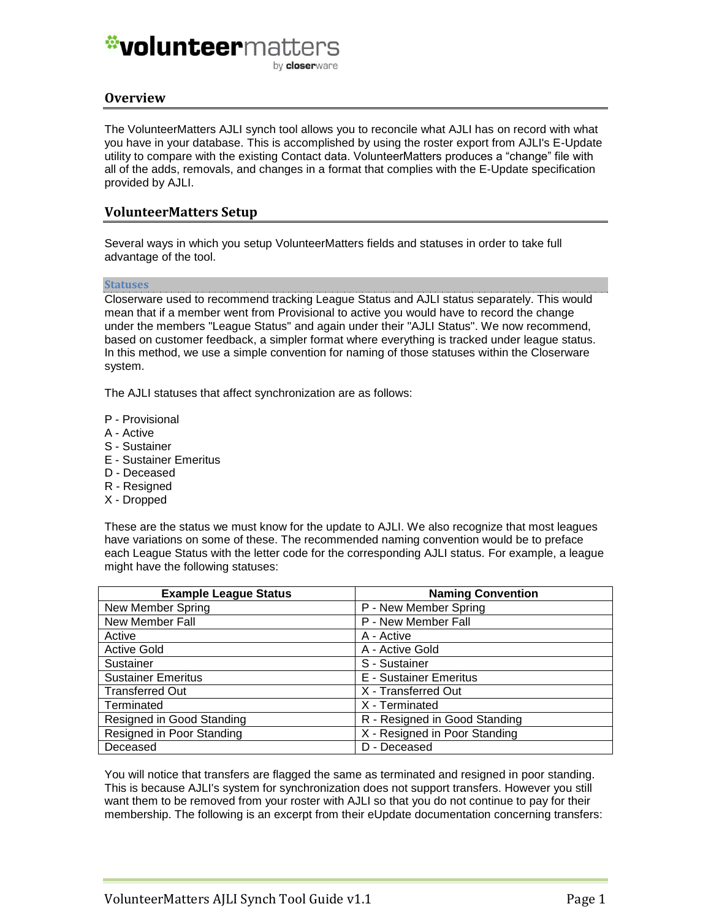## Overview

The VolunteerMatters AJLI synch tool allows you to reconcile what AJLI has on record with what you have in your database. This is accomplished by using the roster export from AJLI's E-Update utility to compare with the existing Contact data. VolunteerMatters produces a "change" file with all of the adds, removals, and changes in a format that complies with the E-Update specification provided by AJLI.

## VolunteerMatters Setup

Several ways in which you setup VolunteerMatters fields and statuses in order to take full advantage of the tool.

### Statuses

Closerware used to recommend tracking League Status and AJLI status separately. This would mean that if a member went from Provisional to active you would have to record the change under the members "League Status" and again under their "AJLI Status". We now recommend, based on customer feedback, a simpler format where everything is tracked under league status. In this method, we use a simple convention for naming of those statuses within the Closerware system.

The AJLI statuses that affect synchronization are as follows:

P - Provisional
A - Active
S - Sustainer
E - Sustainer Emeritus
D - Deceased
R - Resigned
X - Dropped

These are the status we must know for the update to AJLI. We also recognize that most leagues have variations on some of these. The recommended naming convention would be to preface each League Status with the letter code for the corresponding AJLI status. For example, a league might have the following statuses:

| Example League Status | Naming Convention |
|---|---|
| New Member Spring | P - New Member Spring |
| New Member Fall | P - New Member Fall |
| Active | A - Active |
| Active Gold | A - Active Gold |
| Sustainer | S - Sustainer |
| Sustainer Emeritus | E - Sustainer Emeritus |
| Transferred Out | X - Transferred Out |
| Terminated | X - Terminated |
| Resigned in Good Standing | R - Resigned in Good Standing |
| Resigned in Poor Standing | X - Resigned in Poor Standing |
| Deceased | D - Deceased |

You will notice that transfers are flagged the same as terminated and resigned in poor standing. This is because AJLI's system for synchronization does not support transfers. However you still want them to be removed from your roster with AJLI so that you do not continue to pay for their membership. The following is an excerpt from their eUpdate documentation concerning transfers: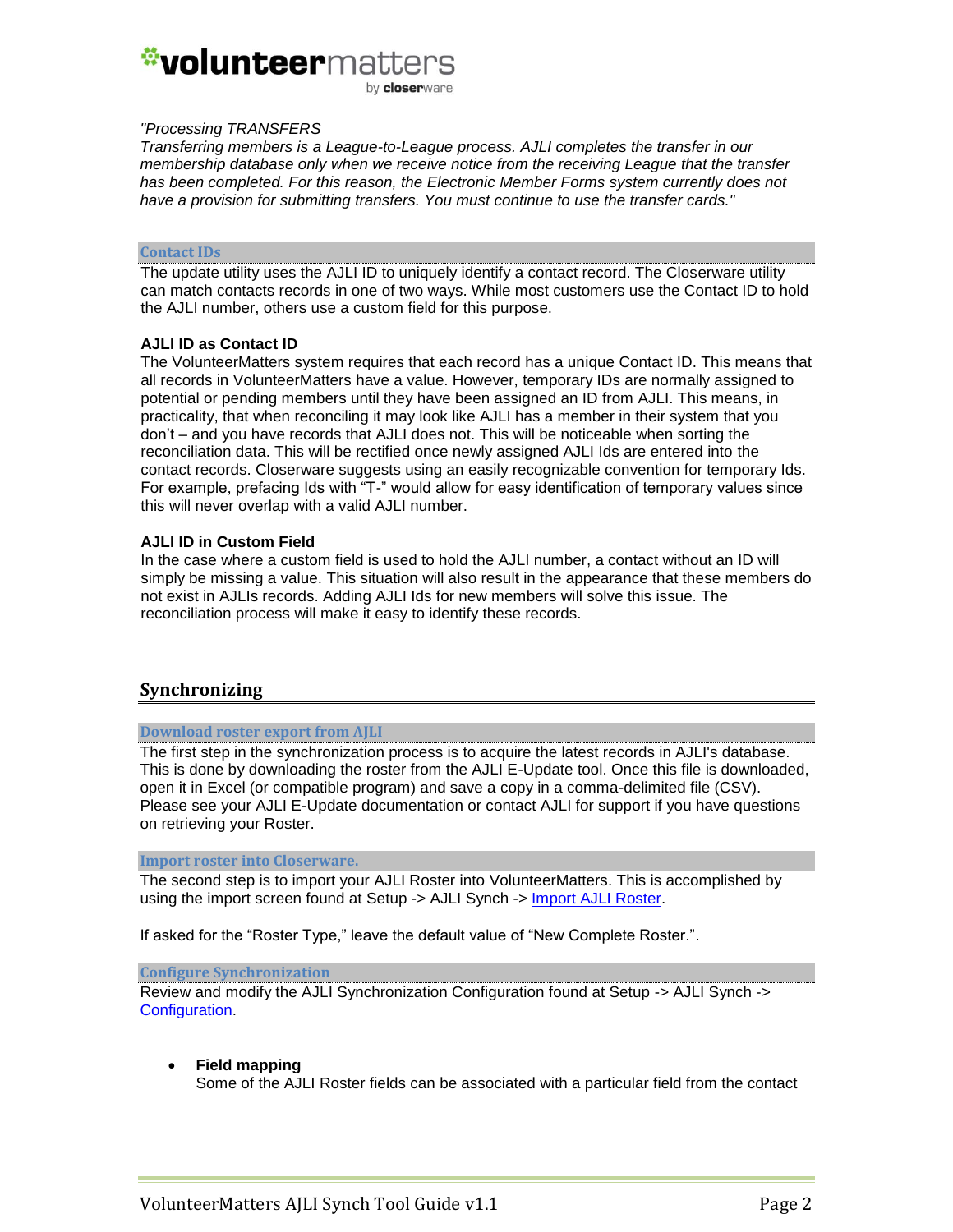*"Processing TRANSFERS*
*Transferring members is a League-to-League process. AJLI completes the transfer in our membership database only when we receive notice from the receiving League that the transfer has been completed. For this reason, the Electronic Member Forms system currently does not have a provision for submitting transfers. You must continue to use the transfer cards."*

### Contact IDs

The update utility uses the AJLI ID to uniquely identify a contact record. The Closerware utility can match contacts records in one of two ways. While most customers use the Contact ID to hold the AJLI number, others use a custom field for this purpose.

**AJLI ID as Contact ID**

The VolunteerMatters system requires that each record has a unique Contact ID. This means that all records in VolunteerMatters have a value. However, temporary IDs are normally assigned to potential or pending members until they have been assigned an ID from AJLI. This means, in practicality, that when reconciling it may look like AJLI has a member in their system that you don't – and you have records that AJLI does not. This will be noticeable when sorting the reconciliation data. This will be rectified once newly assigned AJLI Ids are entered into the contact records. Closerware suggests using an easily recognizable convention for temporary Ids. For example, prefacing Ids with "T-" would allow for easy identification of temporary values since this will never overlap with a valid AJLI number.

**AJLI ID in Custom Field**

In the case where a custom field is used to hold the AJLI number, a contact without an ID will simply be missing a value. This situation will also result in the appearance that these members do not exist in AJLIs records. Adding AJLI Ids for new members will solve this issue. The reconciliation process will make it easy to identify these records.

## Synchronizing

### Download roster export from AJLI

The first step in the synchronization process is to acquire the latest records in AJLI's database. This is done by downloading the roster from the AJLI E-Update tool. Once this file is downloaded, open it in Excel (or compatible program) and save a copy in a comma-delimited file (CSV). Please see your AJLI E-Update documentation or contact AJLI for support if you have questions on retrieving your Roster.

### Import roster into Closerware.

The second step is to import your AJLI Roster into VolunteerMatters. This is accomplished by using the import screen found at Setup -> AJLI Synch -> Import AJLI Roster.

If asked for the "Roster Type," leave the default value of "New Complete Roster.".

### Configure Synchronization

Review and modify the AJLI Synchronization Configuration found at Setup -> AJLI Synch -> Configuration.

- **Field mapping**
  Some of the AJLI Roster fields can be associated with a particular field from the contact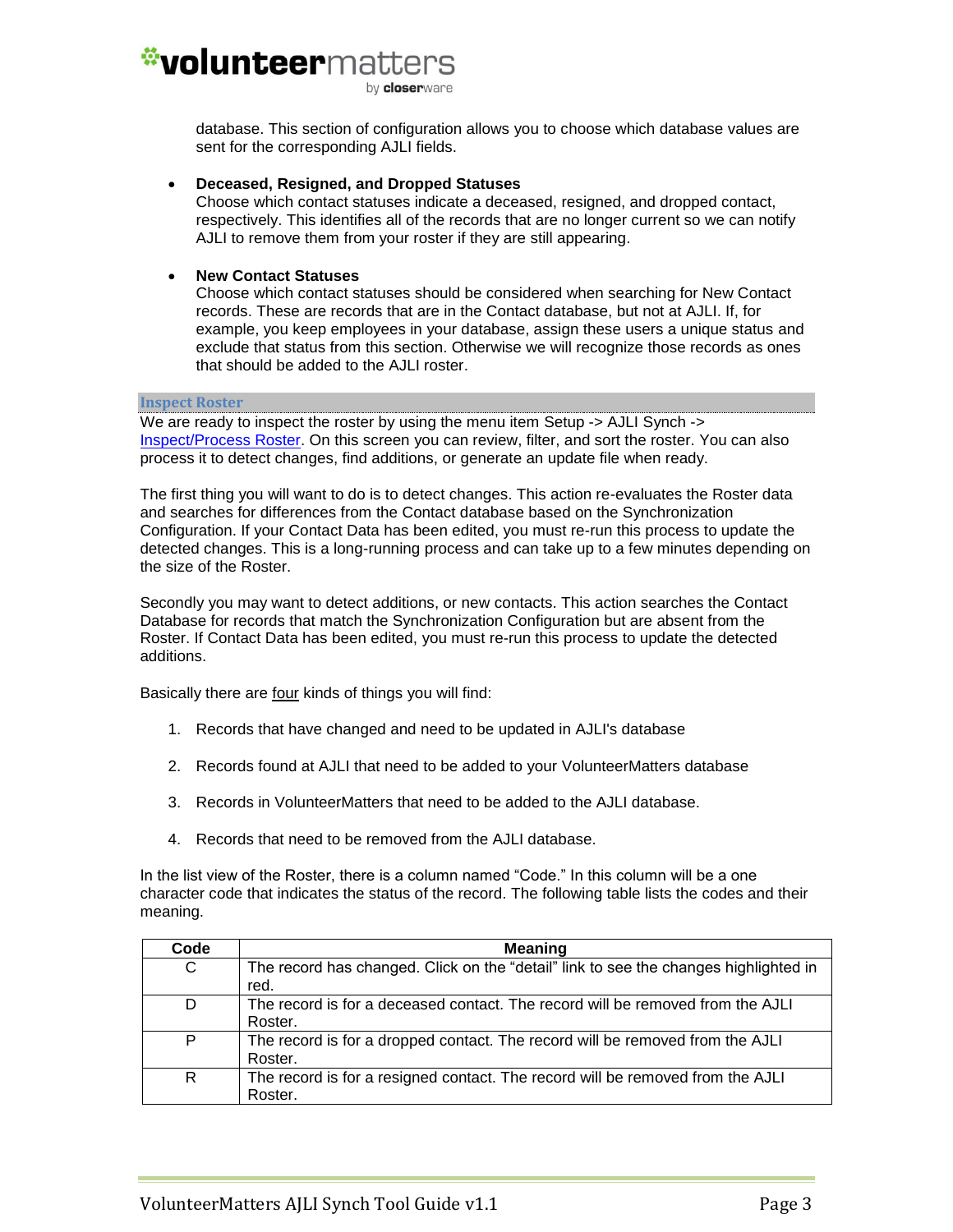database. This section of configuration allows you to choose which database values are sent for the corresponding AJLI fields.

- **Deceased, Resigned, and Dropped Statuses**
  Choose which contact statuses indicate a deceased, resigned, and dropped contact, respectively. This identifies all of the records that are no longer current so we can notify AJLI to remove them from your roster if they are still appearing.

- **New Contact Statuses**
  Choose which contact statuses should be considered when searching for New Contact records. These are records that are in the Contact database, but not at AJLI. If, for example, you keep employees in your database, assign these users a unique status and exclude that status from this section. Otherwise we will recognize those records as ones that should be added to the AJLI roster.

## Inspect Roster

We are ready to inspect the roster by using the menu item Setup -> AJLI Synch -> Inspect/Process Roster. On this screen you can review, filter, and sort the roster. You can also process it to detect changes, find additions, or generate an update file when ready.

The first thing you will want to do is to detect changes. This action re-evaluates the Roster data and searches for differences from the Contact database based on the Synchronization Configuration. If your Contact Data has been edited, you must re-run this process to update the detected changes. This is a long-running process and can take up to a few minutes depending on the size of the Roster.

Secondly you may want to detect additions, or new contacts. This action searches the Contact Database for records that match the Synchronization Configuration but are absent from the Roster. If Contact Data has been edited, you must re-run this process to update the detected additions.

Basically there are four kinds of things you will find:

1. Records that have changed and need to be updated in AJLI's database
2. Records found at AJLI that need to be added to your VolunteerMatters database
3. Records in VolunteerMatters that need to be added to the AJLI database.
4. Records that need to be removed from the AJLI database.

In the list view of the Roster, there is a column named "Code." In this column will be a one character code that indicates the status of the record. The following table lists the codes and their meaning.

| Code | Meaning |
|---|---|
| C | The record has changed. Click on the "detail" link to see the changes highlighted in red. |
| D | The record is for a deceased contact. The record will be removed from the AJLI Roster. |
| P | The record is for a dropped contact. The record will be removed from the AJLI Roster. |
| R | The record is for a resigned contact. The record will be removed from the AJLI Roster. |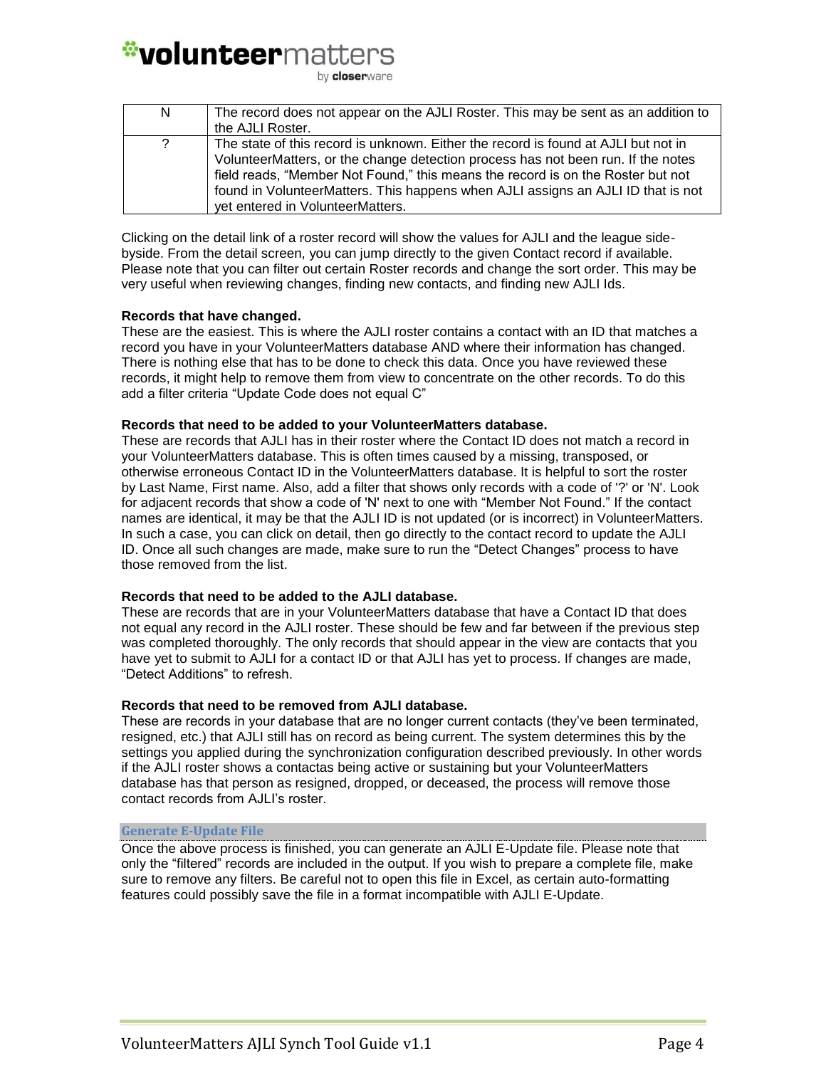| N | The record does not appear on the AJLI Roster. This may be sent as an addition to the AJLI Roster. |
|---|---|
| ? | The state of this record is unknown. Either the record is found at AJLI but not in VolunteerMatters, or the change detection process has not been run. If the notes field reads, “Member Not Found,” this means the record is on the Roster but not found in VolunteerMatters. This happens when AJLI assigns an AJLI ID that is not yet entered in VolunteerMatters. |

Clicking on the detail link of a roster record will show the values for AJLI and the league side-byside. From the detail screen, you can jump directly to the given Contact record if available. Please note that you can filter out certain Roster records and change the sort order. This may be very useful when reviewing changes, finding new contacts, and finding new AJLI Ids.

**Records that have changed.**
These are the easiest. This is where the AJLI roster contains a contact with an ID that matches a record you have in your VolunteerMatters database AND where their information has changed. There is nothing else that has to be done to check this data. Once you have reviewed these records, it might help to remove them from view to concentrate on the other records. To do this add a filter criteria “Update Code does not equal C”

**Records that need to be added to your VolunteerMatters database.**
These are records that AJLI has in their roster where the Contact ID does not match a record in your VolunteerMatters database. This is often times caused by a missing, transposed, or otherwise erroneous Contact ID in the VolunteerMatters database. It is helpful to sort the roster by Last Name, First name. Also, add a filter that shows only records with a code of '?' or 'N'. Look for adjacent records that show a code of 'N' next to one with “Member Not Found.” If the contact names are identical, it may be that the AJLI ID is not updated (or is incorrect) in VolunteerMatters. In such a case, you can click on detail, then go directly to the contact record to update the AJLI ID. Once all such changes are made, make sure to run the “Detect Changes” process to have those removed from the list.

**Records that need to be added to the AJLI database.**
These are records that are in your VolunteerMatters database that have a Contact ID that does not equal any record in the AJLI roster. These should be few and far between if the previous step was completed thoroughly. The only records that should appear in the view are contacts that you have yet to submit to AJLI for a contact ID or that AJLI has yet to process. If changes are made, “Detect Additions” to refresh.

**Records that need to be removed from AJLI database.**
These are records in your database that are no longer current contacts (they’ve been terminated, resigned, etc.) that AJLI still has on record as being current. The system determines this by the settings you applied during the synchronization configuration described previously. In other words if the AJLI roster shows a contactas being active or sustaining but your VolunteerMatters database has that person as resigned, dropped, or deceased, the process will remove those contact records from AJLI’s roster.

## Generate E-Update File

Once the above process is finished, you can generate an AJLI E-Update file. Please note that only the “filtered” records are included in the output. If you wish to prepare a complete file, make sure to remove any filters. Be careful not to open this file in Excel, as certain auto-formatting features could possibly save the file in a format incompatible with AJLI E-Update.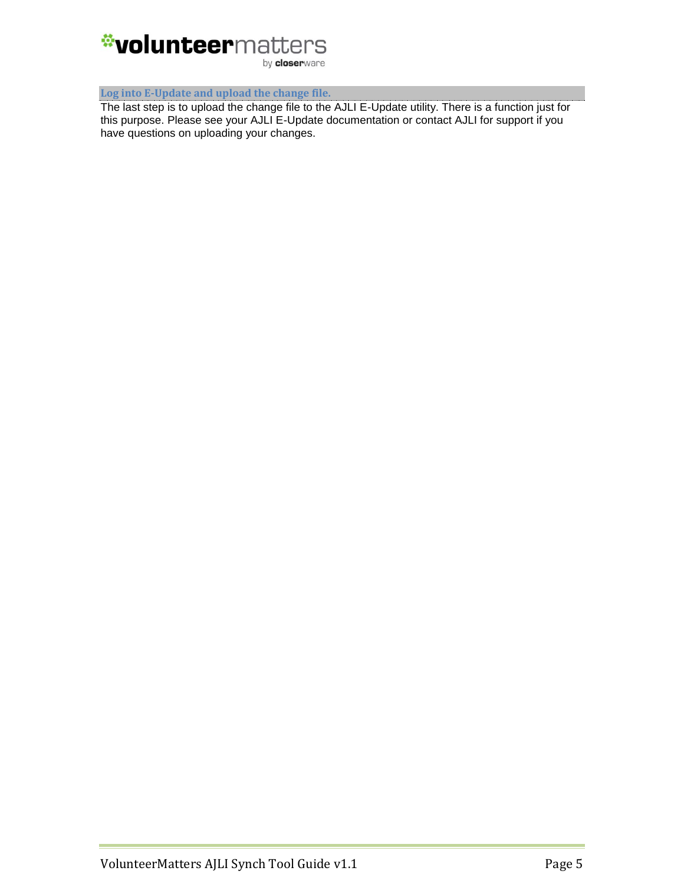### Log into E-Update and upload the change file.

The last step is to upload the change file to the AJLI E-Update utility. There is a function just for this purpose. Please see your AJLI E-Update documentation or contact AJLI for support if you have questions on uploading your changes.